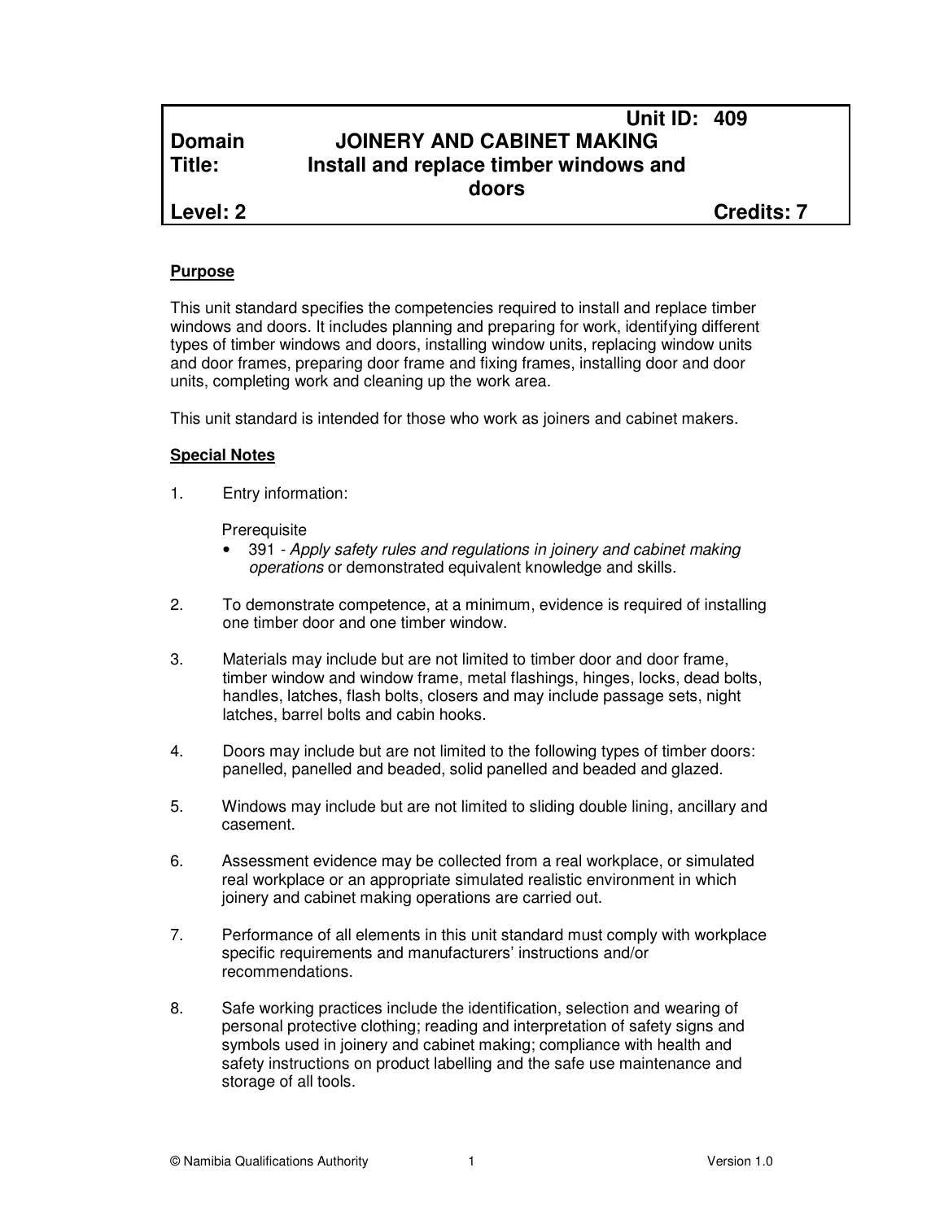| | | |
|---|---|---|
| | | **Unit ID: 409** |
| **Domain** | **JOINERY AND CABINET MAKING** | |
| **Title:** | **Install and replace timber windows and doors** | |
| **Level: 2** | | **Credits: 7** |

**Purpose**

This unit standard specifies the competencies required to install and replace timber windows and doors. It includes planning and preparing for work, identifying different types of timber windows and doors, installing window units, replacing window units and door frames, preparing door frame and fixing frames, installing door and door units, completing work and cleaning up the work area.

This unit standard is intended for those who work as joiners and cabinet makers.

**Special Notes**

1. Entry information:

   Prerequisite
   - 391 - *Apply safety rules and regulations in joinery and cabinet making operations* or demonstrated equivalent knowledge and skills.

2. To demonstrate competence, at a minimum, evidence is required of installing one timber door and one timber window.

3. Materials may include but are not limited to timber door and door frame, timber window and window frame, metal flashings, hinges, locks, dead bolts, handles, latches, flash bolts, closers and may include passage sets, night latches, barrel bolts and cabin hooks.

4. Doors may include but are not limited to the following types of timber doors: panelled, panelled and beaded, solid panelled and beaded and glazed.

5. Windows may include but are not limited to sliding double lining, ancillary and casement.

6. Assessment evidence may be collected from a real workplace, or simulated real workplace or an appropriate simulated realistic environment in which joinery and cabinet making operations are carried out.

7. Performance of all elements in this unit standard must comply with workplace specific requirements and manufacturers' instructions and/or recommendations.

8. Safe working practices include the identification, selection and wearing of personal protective clothing; reading and interpretation of safety signs and symbols used in joinery and cabinet making; compliance with health and safety instructions on product labelling and the safe use maintenance and storage of all tools.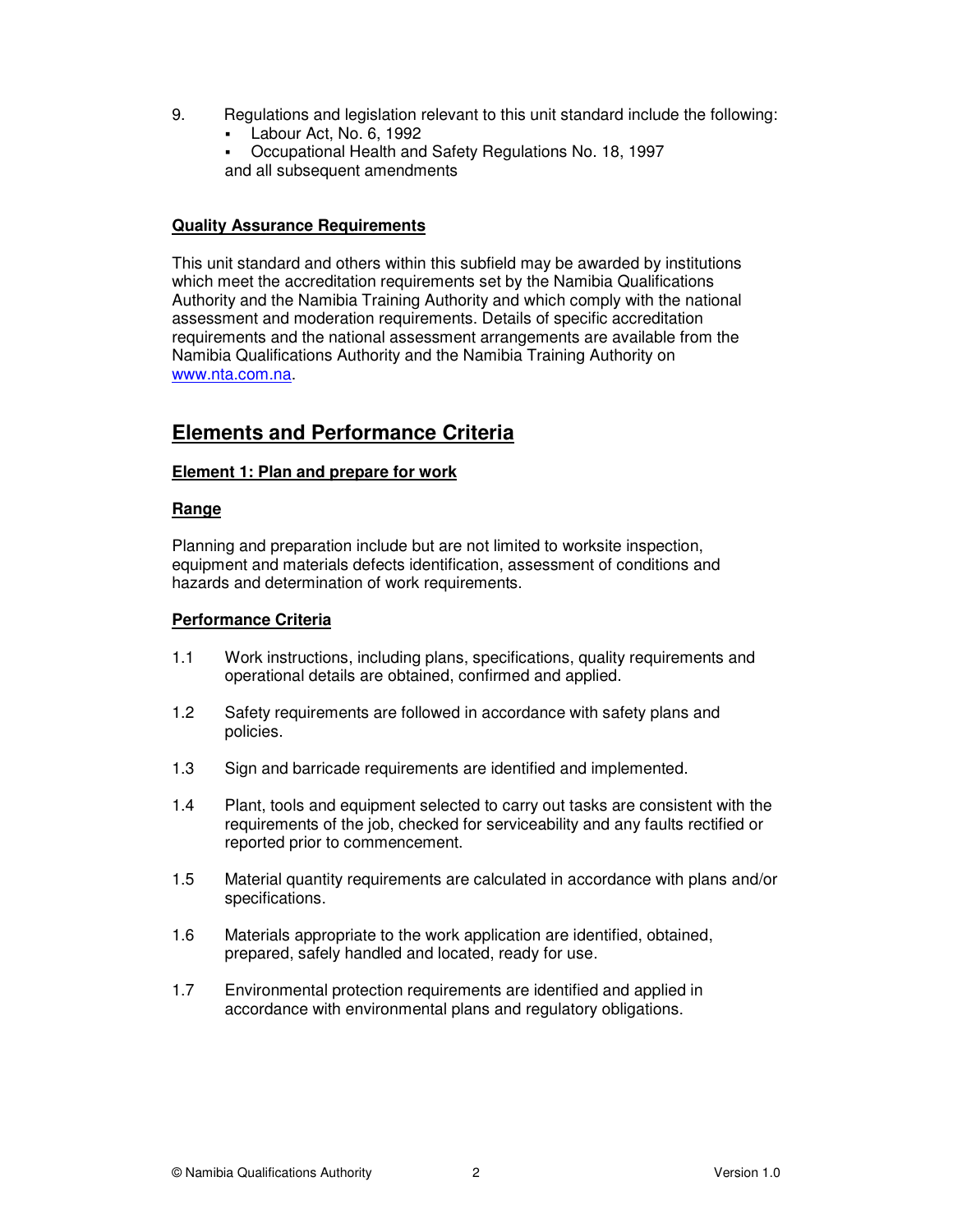9. Regulations and legislation relevant to this unit standard include the following:
   - Labour Act, No. 6, 1992
   - Occupational Health and Safety Regulations No. 18, 1997

   and all subsequent amendments

**Quality Assurance Requirements**

This unit standard and others within this subfield may be awarded by institutions which meet the accreditation requirements set by the Namibia Qualifications Authority and the Namibia Training Authority and which comply with the national assessment and moderation requirements. Details of specific accreditation requirements and the national assessment arrangements are available from the Namibia Qualifications Authority and the Namibia Training Authority on www.nta.com.na.

## Elements and Performance Criteria

**Element 1: Plan and prepare for work**

**Range**

Planning and preparation include but are not limited to worksite inspection, equipment and materials defects identification, assessment of conditions and hazards and determination of work requirements.

**Performance Criteria**

1.1 Work instructions, including plans, specifications, quality requirements and operational details are obtained, confirmed and applied.

1.2 Safety requirements are followed in accordance with safety plans and policies.

1.3 Sign and barricade requirements are identified and implemented.

1.4 Plant, tools and equipment selected to carry out tasks are consistent with the requirements of the job, checked for serviceability and any faults rectified or reported prior to commencement.

1.5 Material quantity requirements are calculated in accordance with plans and/or specifications.

1.6 Materials appropriate to the work application are identified, obtained, prepared, safely handled and located, ready for use.

1.7 Environmental protection requirements are identified and applied in accordance with environmental plans and regulatory obligations.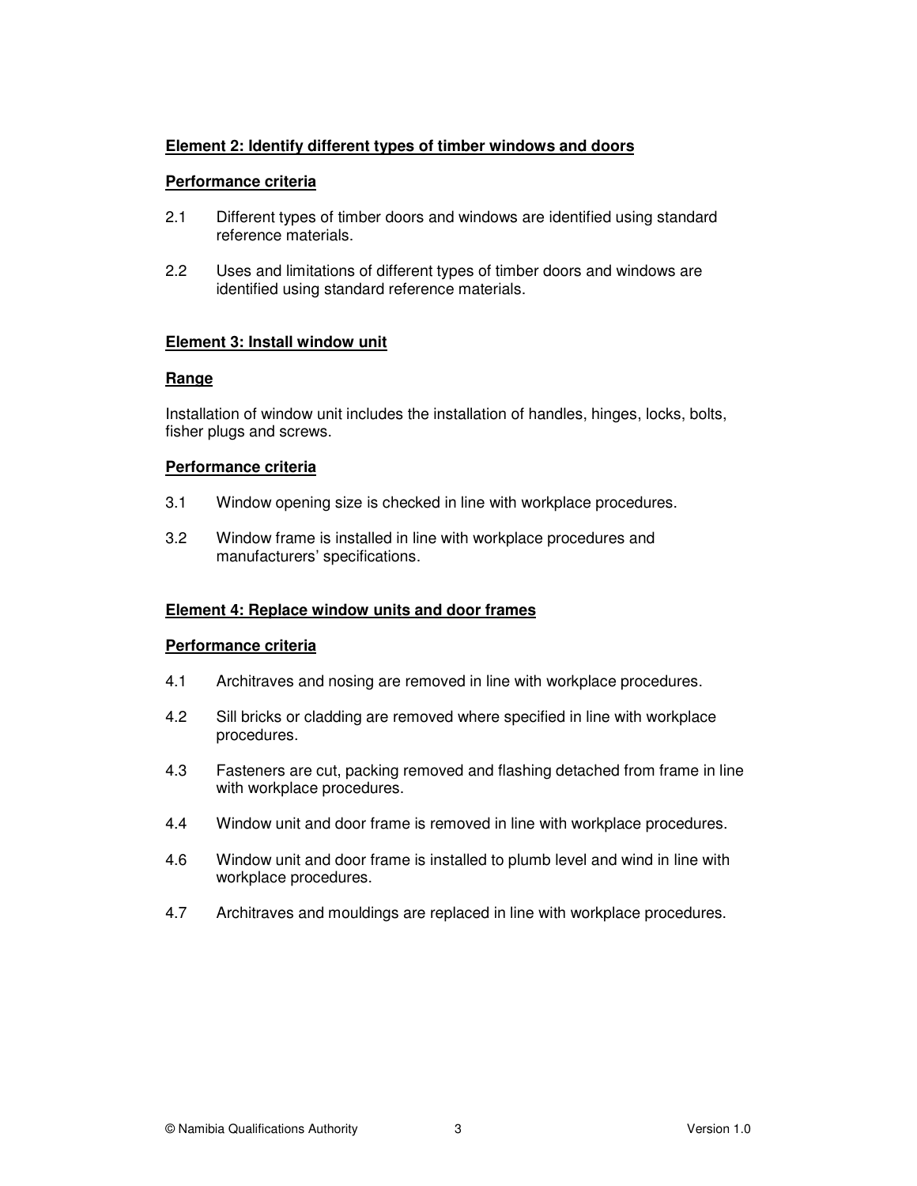**Element 2: Identify different types of timber windows and doors**

**Performance criteria**

2.1 Different types of timber doors and windows are identified using standard reference materials.

2.2 Uses and limitations of different types of timber doors and windows are identified using standard reference materials.

**Element 3: Install window unit**

**Range**

Installation of window unit includes the installation of handles, hinges, locks, bolts, fisher plugs and screws.

**Performance criteria**

3.1 Window opening size is checked in line with workplace procedures.

3.2 Window frame is installed in line with workplace procedures and manufacturers' specifications.

**Element 4: Replace window units and door frames**

**Performance criteria**

4.1 Architraves and nosing are removed in line with workplace procedures.

4.2 Sill bricks or cladding are removed where specified in line with workplace procedures.

4.3 Fasteners are cut, packing removed and flashing detached from frame in line with workplace procedures.

4.4 Window unit and door frame is removed in line with workplace procedures.

4.6 Window unit and door frame is installed to plumb level and wind in line with workplace procedures.

4.7 Architraves and mouldings are replaced in line with workplace procedures.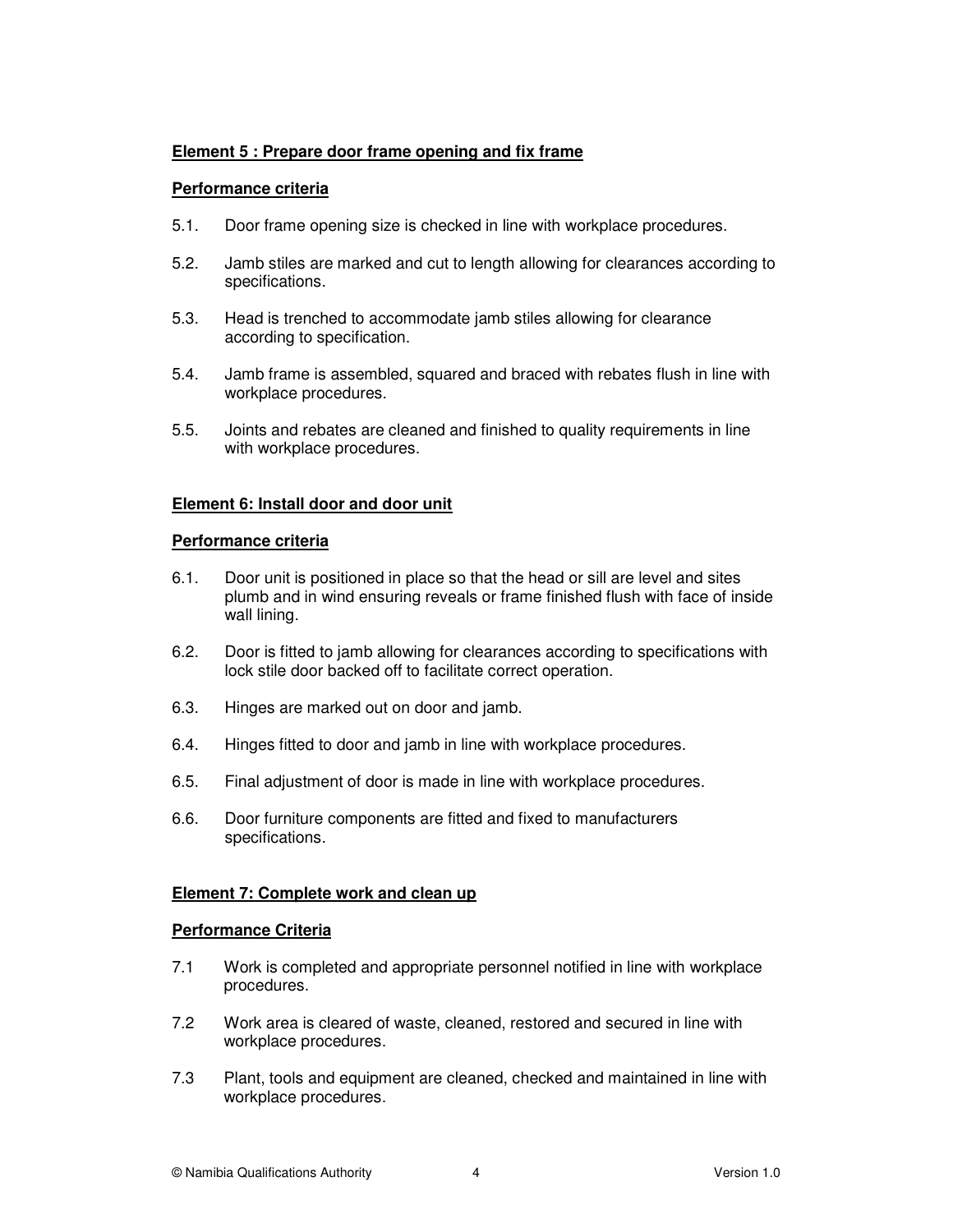**Element 5 : Prepare door frame opening and fix frame**

**Performance criteria**

5.1. Door frame opening size is checked in line with workplace procedures.

5.2. Jamb stiles are marked and cut to length allowing for clearances according to specifications.

5.3. Head is trenched to accommodate jamb stiles allowing for clearance according to specification.

5.4. Jamb frame is assembled, squared and braced with rebates flush in line with workplace procedures.

5.5. Joints and rebates are cleaned and finished to quality requirements in line with workplace procedures.

**Element 6: Install door and door unit**

**Performance criteria**

6.1. Door unit is positioned in place so that the head or sill are level and sites plumb and in wind ensuring reveals or frame finished flush with face of inside wall lining.

6.2. Door is fitted to jamb allowing for clearances according to specifications with lock stile door backed off to facilitate correct operation.

6.3. Hinges are marked out on door and jamb.

6.4. Hinges fitted to door and jamb in line with workplace procedures.

6.5. Final adjustment of door is made in line with workplace procedures.

6.6. Door furniture components are fitted and fixed to manufacturers specifications.

**Element 7: Complete work and clean up**

**Performance Criteria**

7.1 Work is completed and appropriate personnel notified in line with workplace procedures.

7.2 Work area is cleared of waste, cleaned, restored and secured in line with workplace procedures.

7.3 Plant, tools and equipment are cleaned, checked and maintained in line with workplace procedures.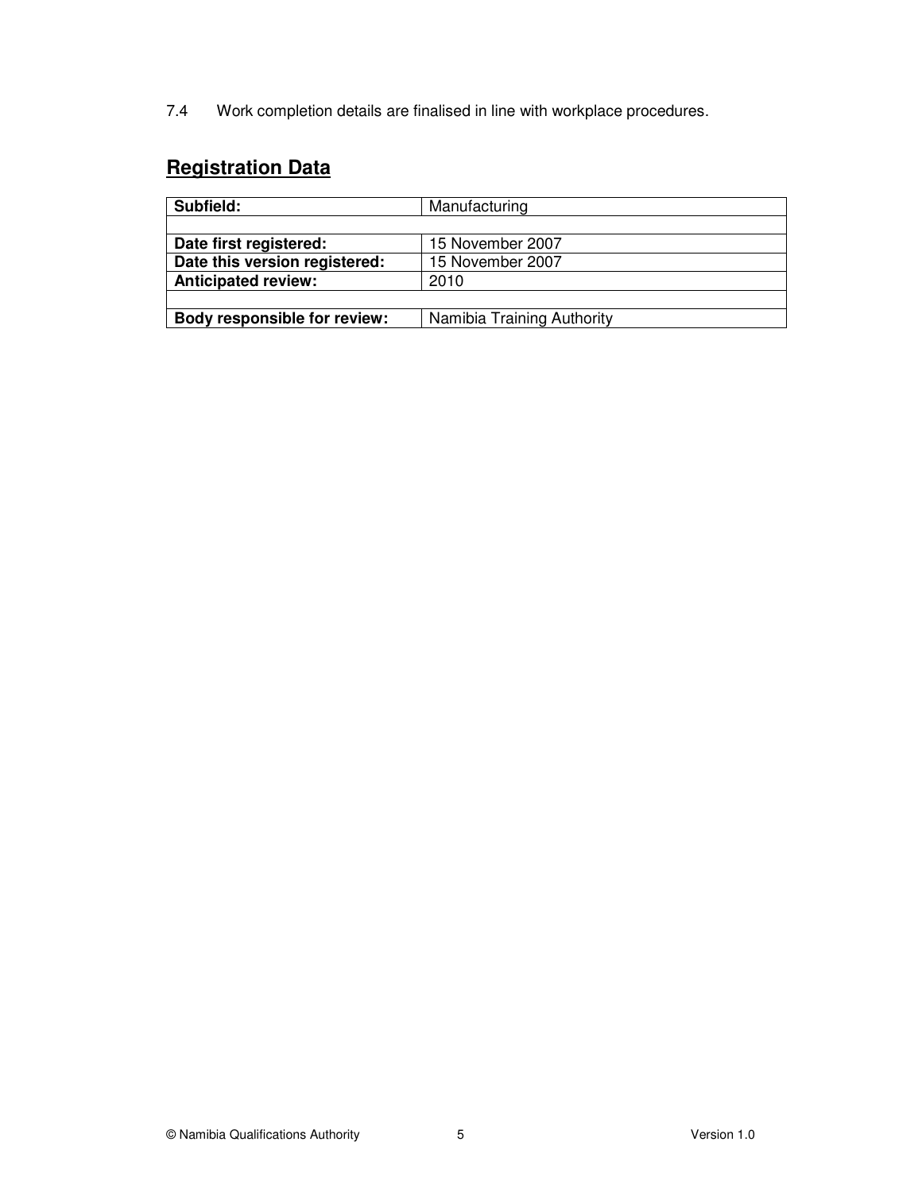7.4 Work completion details are finalised in line with workplace procedures.

## Registration Data

| | |
|---|---|
| **Subfield:** | Manufacturing |
| | |
| **Date first registered:** | 15 November 2007 |
| **Date this version registered:** | 15 November 2007 |
| **Anticipated review:** | 2010 |
| | |
| **Body responsible for review:** | Namibia Training Authority |